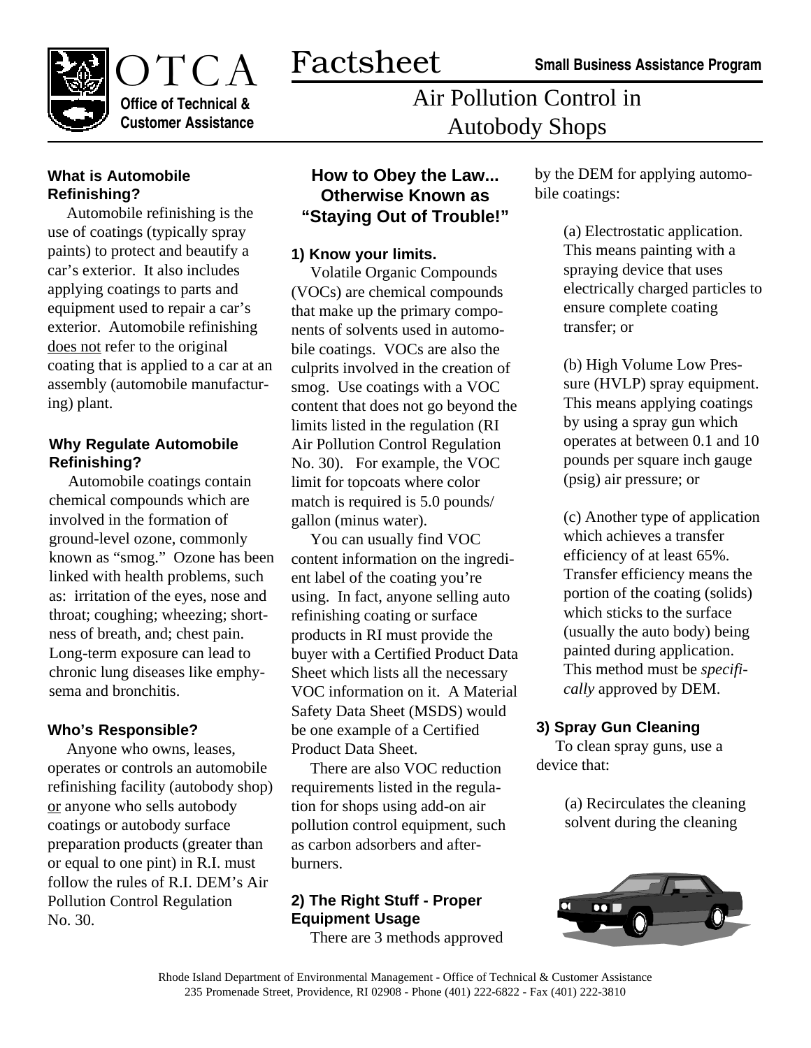OTCA Office of Technical & Customer Assistance

# Factsheet

Small Business Assistance Program

## Air Pollution Control in Autobody Shops

### What is Automobile Refinishing?

Automobile refinishing is the use of coatings (typically spray paints) to protect and beautify a car's exterior. It also includes applying coatings to parts and equipment used to repair a car's exterior. Automobile refinishing does not refer to the original coating that is applied to a car at an assembly (automobile manufacturing) plant.

### Why Regulate Automobile Refinishing?

Automobile coatings contain chemical compounds which are involved in the formation of ground-level ozone, commonly known as "smog." Ozone has been linked with health problems, such as: irritation of the eyes, nose and throat; coughing; wheezing; shortness of breath, and; chest pain. Long-term exposure can lead to chronic lung diseases like emphysema and bronchitis.

### Who's Responsible?

Anyone who owns, leases, operates or controls an automobile refinishing facility (autobody shop) or anyone who sells autobody coatings or autobody surface preparation products (greater than or equal to one pint) in R.I. must follow the rules of R.I. DEM's Air Pollution Control Regulation No. 30.

## How to Obey the Law... Otherwise Known as "Staying Out of Trouble!"

### 1) Know your limits.

Volatile Organic Compounds (VOCs) are chemical compounds that make up the primary components of solvents used in automobile coatings. VOCs are also the culprits involved in the creation of smog. Use coatings with a VOC content that does not go beyond the limits listed in the regulation (RI Air Pollution Control Regulation No. 30). For example, the VOC limit for topcoats where color match is required is 5.0 pounds/gallon (minus water).

You can usually find VOC content information on the ingredient label of the coating you're using. In fact, anyone selling auto refinishing coating or surface products in RI must provide the buyer with a Certified Product Data Sheet which lists all the necessary VOC information on it. A Material Safety Data Sheet (MSDS) would be one example of a Certified Product Data Sheet.

There are also VOC reduction requirements listed in the regulation for shops using add-on air pollution control equipment, such as carbon adsorbers and afterburners.

### 2) The Right Stuff - Proper Equipment Usage

There are 3 methods approved by the DEM for applying automobile coatings:

(a) Electrostatic application. This means painting with a spraying device that uses electrically charged particles to ensure complete coating transfer; or

(b) High Volume Low Pressure (HVLP) spray equipment. This means applying coatings by using a spray gun which operates at between 0.1 and 10 pounds per square inch gauge (psig) air pressure; or

(c) Another type of application which achieves a transfer efficiency of at least 65%. Transfer efficiency means the portion of the coating (solids) which sticks to the surface (usually the auto body) being painted during application. This method must be *specifically* approved by DEM.

### 3) Spray Gun Cleaning

To clean spray guns, use a device that:

(a) Recirculates the cleaning solvent during the cleaning

Rhode Island Department of Environmental Management - Office of Technical & Customer Assistance
235 Promenade Street, Providence, RI 02908 - Phone (401) 222-6822 - Fax (401) 222-3810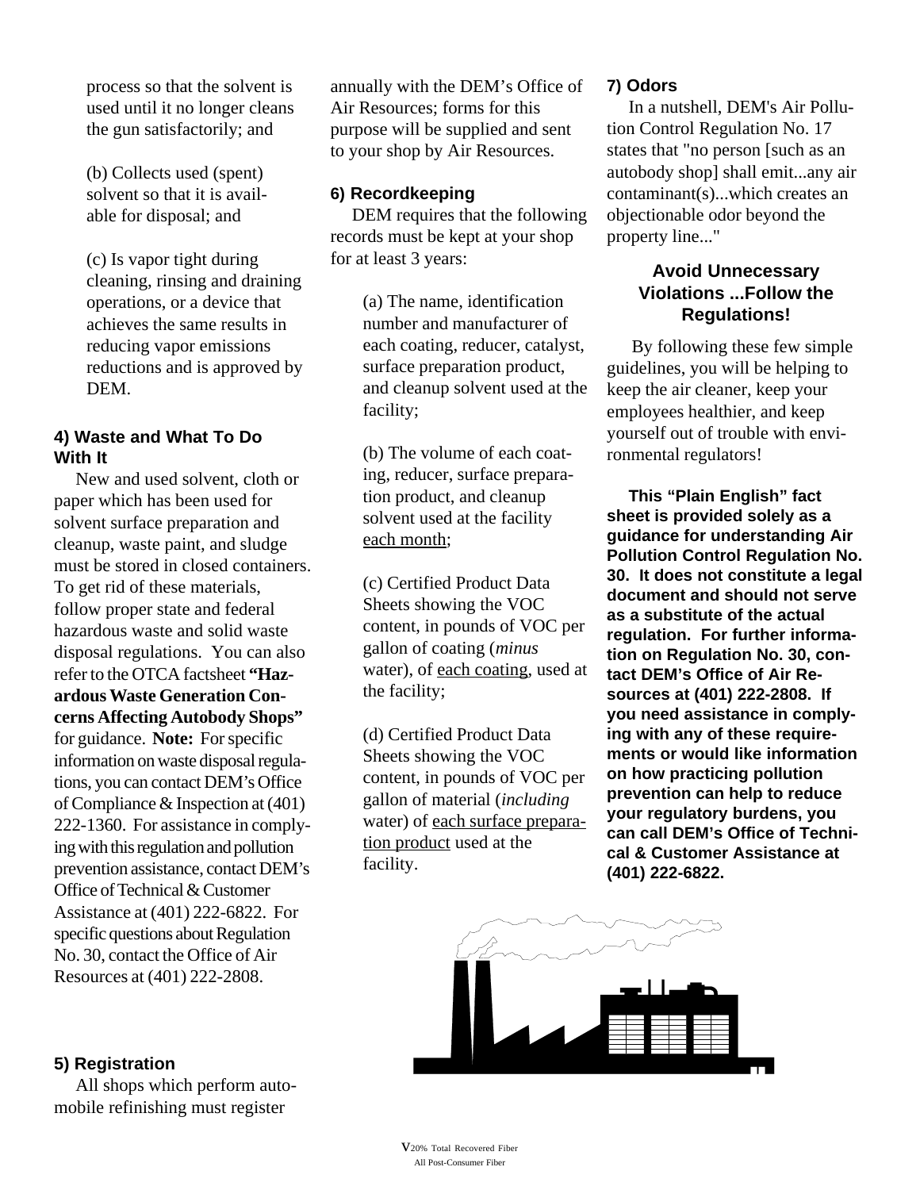process so that the solvent is used until it no longer cleans the gun satisfactorily; and

(b) Collects used (spent) solvent so that it is available for disposal; and

(c) Is vapor tight during cleaning, rinsing and draining operations, or a device that achieves the same results in reducing vapor emissions reductions and is approved by DEM.

### 4) Waste and What To Do With It

New and used solvent, cloth or paper which has been used for solvent surface preparation and cleanup, waste paint, and sludge must be stored in closed containers. To get rid of these materials, follow proper state and federal hazardous waste and solid waste disposal regulations. You can also refer to the OTCA factsheet **"Hazardous Waste Generation Concerns Affecting Autobody Shops"** for guidance. **Note:** For specific information on waste disposal regulations, you can contact DEM's Office of Compliance & Inspection at (401) 222-1360. For assistance in complying with this regulation and pollution prevention assistance, contact DEM's Office of Technical & Customer Assistance at (401) 222-6822. For specific questions about Regulation No. 30, contact the Office of Air Resources at (401) 222-2808.

### 5) Registration

All shops which perform automobile refinishing must register annually with the DEM's Office of Air Resources; forms for this purpose will be supplied and sent to your shop by Air Resources.

### 6) Recordkeeping

DEM requires that the following records must be kept at your shop for at least 3 years:

(a) The name, identification number and manufacturer of each coating, reducer, catalyst, surface preparation product, and cleanup solvent used at the facility;

(b) The volume of each coating, reducer, surface preparation product, and cleanup solvent used at the facility <u>each month</u>;

(c) Certified Product Data Sheets showing the VOC content, in pounds of VOC per gallon of coating (*minus* water), of <u>each coating</u>, used at the facility;

(d) Certified Product Data Sheets showing the VOC content, in pounds of VOC per gallon of material (*including* water) of <u>each surface preparation product</u> used at the facility.

### 7) Odors

In a nutshell, DEM's Air Pollution Control Regulation No. 17 states that "no person [such as an autobody shop] shall emit...any air contaminant(s)...which creates an objectionable odor beyond the property line..."

## Avoid Unnecessary Violations ...Follow the Regulations!

By following these few simple guidelines, you will be helping to keep the air cleaner, keep your employees healthier, and keep yourself out of trouble with environmental regulators!

**This "Plain English" fact sheet is provided solely as a guidance for understanding Air Pollution Control Regulation No. 30. It does not constitute a legal document and should not serve as a substitute of the actual regulation. For further information on Regulation No. 30, contact DEM's Office of Air Resources at (401) 222-2808. If you need assistance in complying with any of these requirements or would like information on how practicing pollution prevention can help to reduce your regulatory burdens, you can call DEM's Office of Technical & Customer Assistance at (401) 222-6822.**

V20% Total Recovered Fiber
All Post-Consumer Fiber